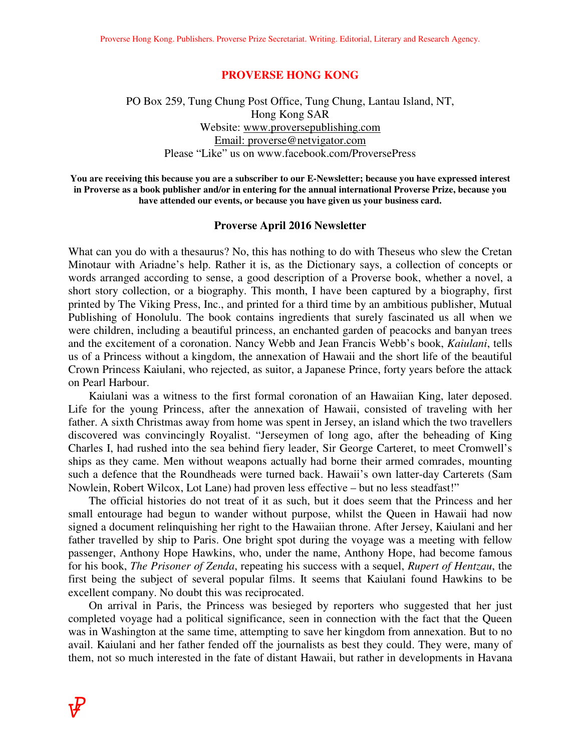Proverse Hong Kong. Publishers. Proverse Prize Secretariat. Writing. Editorial, Literary and Research Agency.

# PROVERSE HONG KONG

PO Box 259, Tung Chung Post Office, Tung Chung, Lantau Island, NT,
Hong Kong SAR
Website: www.proversepublishing.com
Email: proverse@netvigator.com
Please "Like" us on www.facebook.com/ProversePress

**You are receiving this because you are a subscriber to our E-Newsletter; because you have expressed interest in Proverse as a book publisher and/or in entering for the annual international Proverse Prize, because you have attended our events, or because you have given us your business card.**

## Proverse April 2016 Newsletter

What can you do with a thesaurus? No, this has nothing to do with Theseus who slew the Cretan Minotaur with Ariadne's help. Rather it is, as the Dictionary says, a collection of concepts or words arranged according to sense, a good description of a Proverse book, whether a novel, a short story collection, or a biography. This month, I have been captured by a biography, first printed by The Viking Press, Inc., and printed for a third time by an ambitious publisher, Mutual Publishing of Honolulu. The book contains ingredients that surely fascinated us all when we were children, including a beautiful princess, an enchanted garden of peacocks and banyan trees and the excitement of a coronation. Nancy Webb and Jean Francis Webb's book, *Kaiulani*, tells us of a Princess without a kingdom, the annexation of Hawaii and the short life of the beautiful Crown Princess Kaiulani, who rejected, as suitor, a Japanese Prince, forty years before the attack on Pearl Harbour.

Kaiulani was a witness to the first formal coronation of an Hawaiian King, later deposed. Life for the young Princess, after the annexation of Hawaii, consisted of traveling with her father. A sixth Christmas away from home was spent in Jersey, an island which the two travellers discovered was convincingly Royalist. "Jerseymen of long ago, after the beheading of King Charles I, had rushed into the sea behind fiery leader, Sir George Carteret, to meet Cromwell's ships as they came. Men without weapons actually had borne their armed comrades, mounting such a defence that the Roundheads were turned back. Hawaii's own latter-day Carterets (Sam Nowlein, Robert Wilcox, Lot Lane) had proven less effective – but no less steadfast!"

The official histories do not treat of it as such, but it does seem that the Princess and her small entourage had begun to wander without purpose, whilst the Queen in Hawaii had now signed a document relinquishing her right to the Hawaiian throne. After Jersey, Kaiulani and her father travelled by ship to Paris. One bright spot during the voyage was a meeting with fellow passenger, Anthony Hope Hawkins, who, under the name, Anthony Hope, had become famous for his book, *The Prisoner of Zenda*, repeating his success with a sequel, *Rupert of Hentzau*, the first being the subject of several popular films. It seems that Kaiulani found Hawkins to be excellent company. No doubt this was reciprocated.

On arrival in Paris, the Princess was besieged by reporters who suggested that her just completed voyage had a political significance, seen in connection with the fact that the Queen was in Washington at the same time, attempting to save her kingdom from annexation. But to no avail. Kaiulani and her father fended off the journalists as best they could. They were, many of them, not so much interested in the fate of distant Hawaii, but rather in developments in Havana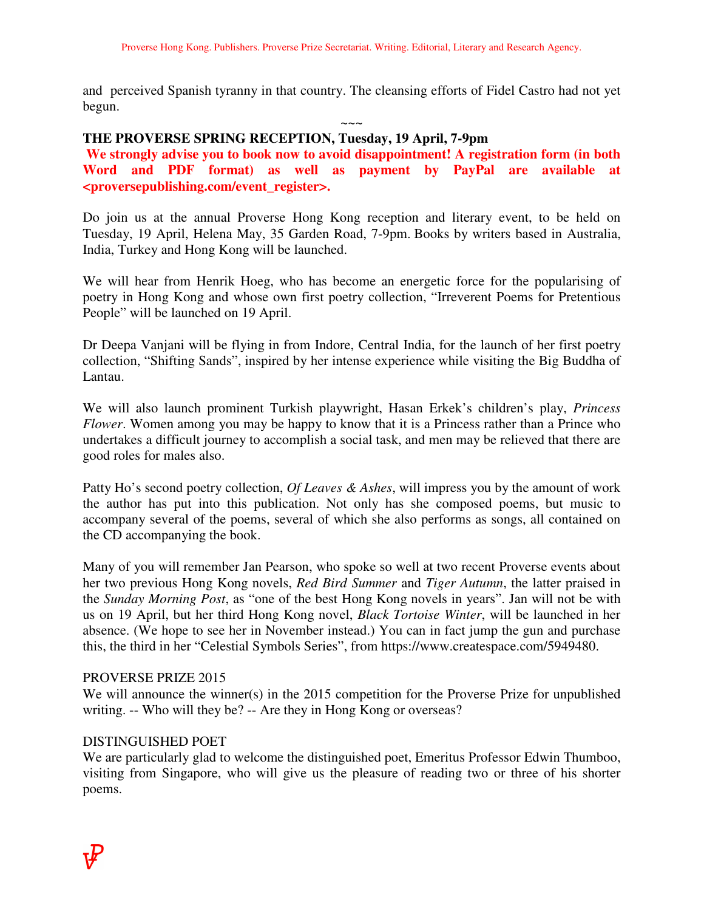and perceived Spanish tyranny in that country. The cleansing efforts of Fidel Castro had not yet begun.

~~~

**THE PROVERSE SPRING RECEPTION, Tuesday, 19 April, 7-9pm**

**We strongly advise you to book now to avoid disappointment! A registration form (in both Word and PDF format) as well as payment by PayPal are available at <proversepublishing.com/event_register>.**

Do join us at the annual Proverse Hong Kong reception and literary event, to be held on Tuesday, 19 April, Helena May, 35 Garden Road, 7-9pm. Books by writers based in Australia, India, Turkey and Hong Kong will be launched.

We will hear from Henrik Hoeg, who has become an energetic force for the popularising of poetry in Hong Kong and whose own first poetry collection, "Irreverent Poems for Pretentious People" will be launched on 19 April.

Dr Deepa Vanjani will be flying in from Indore, Central India, for the launch of her first poetry collection, "Shifting Sands", inspired by her intense experience while visiting the Big Buddha of Lantau.

We will also launch prominent Turkish playwright, Hasan Erkek's children's play, *Princess Flower*. Women among you may be happy to know that it is a Princess rather than a Prince who undertakes a difficult journey to accomplish a social task, and men may be relieved that there are good roles for males also.

Patty Ho's second poetry collection, *Of Leaves & Ashes*, will impress you by the amount of work the author has put into this publication. Not only has she composed poems, but music to accompany several of the poems, several of which she also performs as songs, all contained on the CD accompanying the book.

Many of you will remember Jan Pearson, who spoke so well at two recent Proverse events about her two previous Hong Kong novels, *Red Bird Summer* and *Tiger Autumn*, the latter praised in the *Sunday Morning Post*, as "one of the best Hong Kong novels in years". Jan will not be with us on 19 April, but her third Hong Kong novel, *Black Tortoise Winter*, will be launched in her absence. (We hope to see her in November instead.) You can in fact jump the gun and purchase this, the third in her "Celestial Symbols Series", from https://www.createspace.com/5949480.

PROVERSE PRIZE 2015

We will announce the winner(s) in the 2015 competition for the Proverse Prize for unpublished writing. -- Who will they be? -- Are they in Hong Kong or overseas?

DISTINGUISHED POET

We are particularly glad to welcome the distinguished poet, Emeritus Professor Edwin Thumboo, visiting from Singapore, who will give us the pleasure of reading two or three of his shorter poems.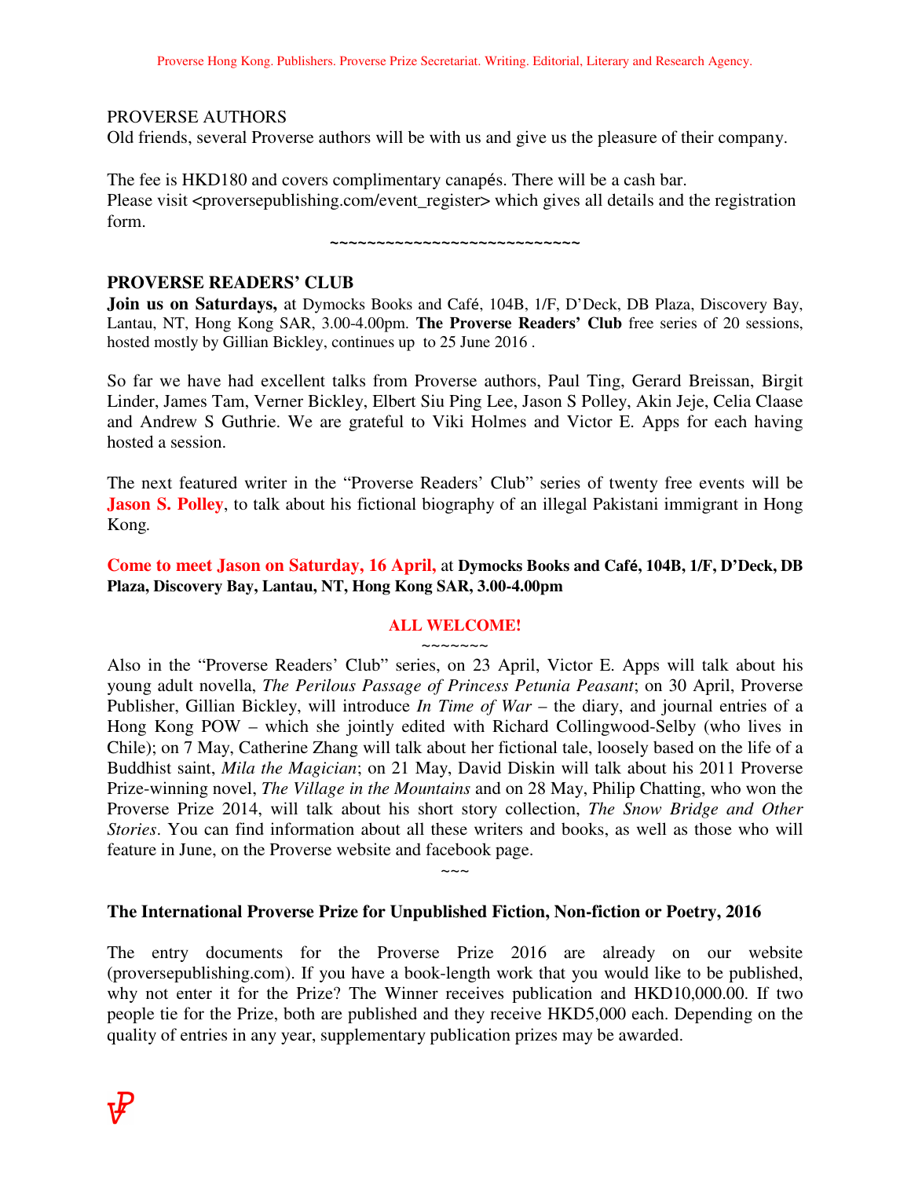PROVERSE AUTHORS

Old friends, several Proverse authors will be with us and give us the pleasure of their company.

The fee is HKD180 and covers complimentary canapés. There will be a cash bar.
Please visit <proversepublishing.com/event_register> which gives all details and the registration form.

~~~~~~~~~~~~~~~~~~~~~~~~~~~~

## PROVERSE READERS' CLUB

**Join us on Saturdays,** at Dymocks Books and Café, 104B, 1/F, D'Deck, DB Plaza, Discovery Bay, Lantau, NT, Hong Kong SAR, 3.00-4.00pm. **The Proverse Readers' Club** free series of 20 sessions, hosted mostly by Gillian Bickley, continues up to 25 June 2016 .

So far we have had excellent talks from Proverse authors, Paul Ting, Gerard Breissan, Birgit Linder, James Tam, Verner Bickley, Elbert Siu Ping Lee, Jason S Polley, Akin Jeje, Celia Claase and Andrew S Guthrie. We are grateful to Viki Holmes and Victor E. Apps for each having hosted a session.

The next featured writer in the "Proverse Readers' Club" series of twenty free events will be **Jason S. Polley**, to talk about his fictional biography of an illegal Pakistani immigrant in Hong Kong.

**Come to meet Jason on Saturday, 16 April,** at **Dymocks Books and Café, 104B, 1/F, D'Deck, DB Plaza, Discovery Bay, Lantau, NT, Hong Kong SAR, 3.00-4.00pm**

**ALL WELCOME!**

~~~~~~~

Also in the "Proverse Readers' Club" series, on 23 April, Victor E. Apps will talk about his young adult novella, *The Perilous Passage of Princess Petunia Peasant*; on 30 April, Proverse Publisher, Gillian Bickley, will introduce *In Time of War* – the diary, and journal entries of a Hong Kong POW – which she jointly edited with Richard Collingwood-Selby (who lives in Chile); on 7 May, Catherine Zhang will talk about her fictional tale, loosely based on the life of a Buddhist saint, *Mila the Magician*; on 21 May, David Diskin will talk about his 2011 Proverse Prize-winning novel, *The Village in the Mountains* and on 28 May, Philip Chatting, who won the Proverse Prize 2014, will talk about his short story collection, *The Snow Bridge and Other Stories*. You can find information about all these writers and books, as well as those who will feature in June, on the Proverse website and facebook page.

~~~

## The International Proverse Prize for Unpublished Fiction, Non-fiction or Poetry, 2016

The entry documents for the Proverse Prize 2016 are already on our website (proversepublishing.com). If you have a book-length work that you would like to be published, why not enter it for the Prize? The Winner receives publication and HKD10,000.00. If two people tie for the Prize, both are published and they receive HKD5,000 each. Depending on the quality of entries in any year, supplementary publication prizes may be awarded.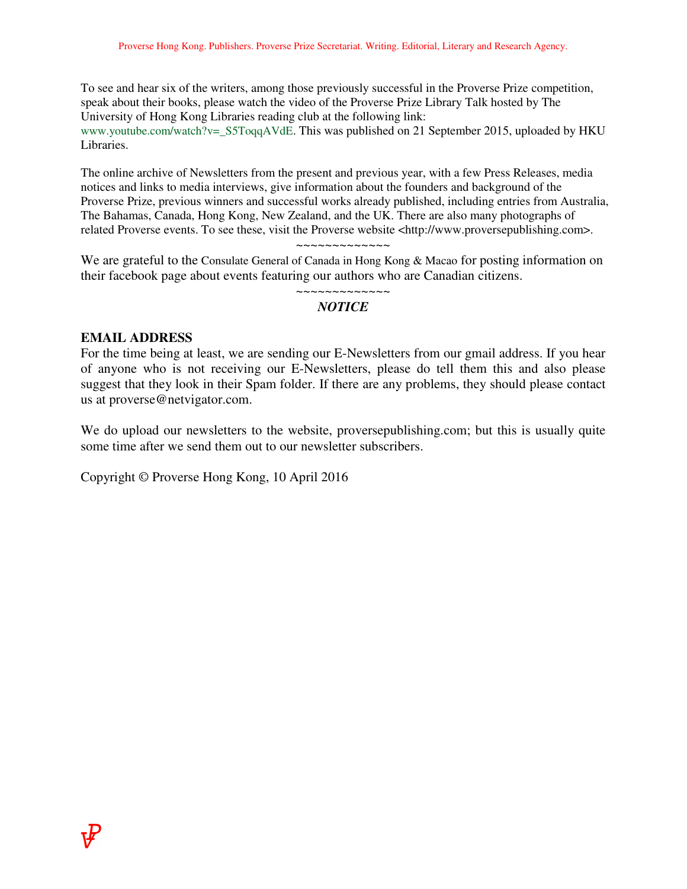To see and hear six of the writers, among those previously successful in the Proverse Prize competition, speak about their books, please watch the video of the Proverse Prize Library Talk hosted by The University of Hong Kong Libraries reading club at the following link: www.youtube.com/watch?v=_S5ToqqAVdE. This was published on 21 September 2015, uploaded by HKU Libraries.

The online archive of Newsletters from the present and previous year, with a few Press Releases, media notices and links to media interviews, give information about the founders and background of the Proverse Prize, previous winners and successful works already published, including entries from Australia, The Bahamas, Canada, Hong Kong, New Zealand, and the UK. There are also many photographs of related Proverse events. To see these, visit the Proverse website <http://www.proversepublishing.com>.

~~~~~~~~~~~~~

We are grateful to the Consulate General of Canada in Hong Kong & Macao for posting information on their facebook page about events featuring our authors who are Canadian citizens.

~~~~~~~~~~~~~

***NOTICE***

**EMAIL ADDRESS**

For the time being at least, we are sending our E-Newsletters from our gmail address. If you hear of anyone who is not receiving our E-Newsletters, please do tell them this and also please suggest that they look in their Spam folder. If there are any problems, they should please contact us at proverse@netvigator.com.

We do upload our newsletters to the website, proversepublishing.com; but this is usually quite some time after we send them out to our newsletter subscribers.

Copyright © Proverse Hong Kong, 10 April 2016